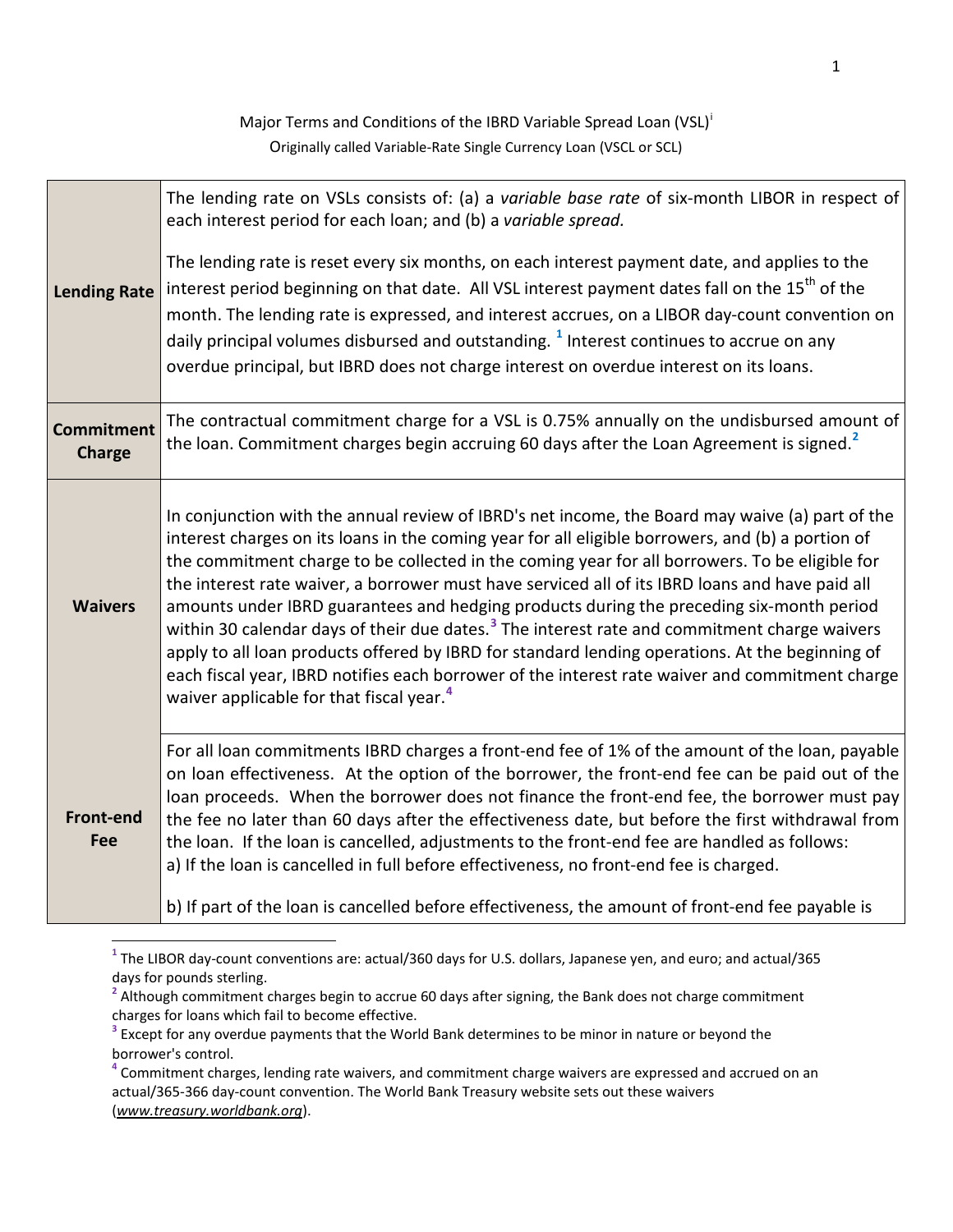Major Terms and Conditions of the IBRD Variable Spread Loan (VSL)[i]

Originally called Variable-Rate Single Currency Loan (VSCL or SCL)

| | |
|---|---|
| **Lending Rate** | The lending rate on VSLs consists of: (a) a *variable base rate* of six-month LIBOR in respect of each interest period for each loan; and (b) a *variable spread.*<br><br>The lending rate is reset every six months, on each interest payment date, and applies to the interest period beginning on that date. All VSL interest payment dates fall on the 15th of the month. The lending rate is expressed, and interest accrues, on a LIBOR day-count convention on daily principal volumes disbursed and outstanding. [1] Interest continues to accrue on any overdue principal, but IBRD does not charge interest on overdue interest on its loans. |
| **Commitment Charge** | The contractual commitment charge for a VSL is 0.75% annually on the undisbursed amount of the loan. Commitment charges begin accruing 60 days after the Loan Agreement is signed.[2] |
| **Waivers** | In conjunction with the annual review of IBRD's net income, the Board may waive (a) part of the interest charges on its loans in the coming year for all eligible borrowers, and (b) a portion of the commitment charge to be collected in the coming year for all borrowers. To be eligible for the interest rate waiver, a borrower must have serviced all of its IBRD loans and have paid all amounts under IBRD guarantees and hedging products during the preceding six-month period within 30 calendar days of their due dates.[3] The interest rate and commitment charge waivers apply to all loan products offered by IBRD for standard lending operations. At the beginning of each fiscal year, IBRD notifies each borrower of the interest rate waiver and commitment charge waiver applicable for that fiscal year.[4] |
| **Front-end Fee** | For all loan commitments IBRD charges a front-end fee of 1% of the amount of the loan, payable on loan effectiveness. At the option of the borrower, the front-end fee can be paid out of the loan proceeds. When the borrower does not finance the front-end fee, the borrower must pay the fee no later than 60 days after the effectiveness date, but before the first withdrawal from the loan. If the loan is cancelled, adjustments to the front-end fee are handled as follows:<br>a) If the loan is cancelled in full before effectiveness, no front-end fee is charged.<br><br>b) If part of the loan is cancelled before effectiveness, the amount of front-end fee payable is |

[1] The LIBOR day-count conventions are: actual/360 days for U.S. dollars, Japanese yen, and euro; and actual/365 days for pounds sterling.

[2] Although commitment charges begin to accrue 60 days after signing, the Bank does not charge commitment charges for loans which fail to become effective.

[3] Except for any overdue payments that the World Bank determines to be minor in nature or beyond the borrower's control.

[4] Commitment charges, lending rate waivers, and commitment charge waivers are expressed and accrued on an actual/365-366 day-count convention. The World Bank Treasury website sets out these waivers (*www.treasury.worldbank.org*).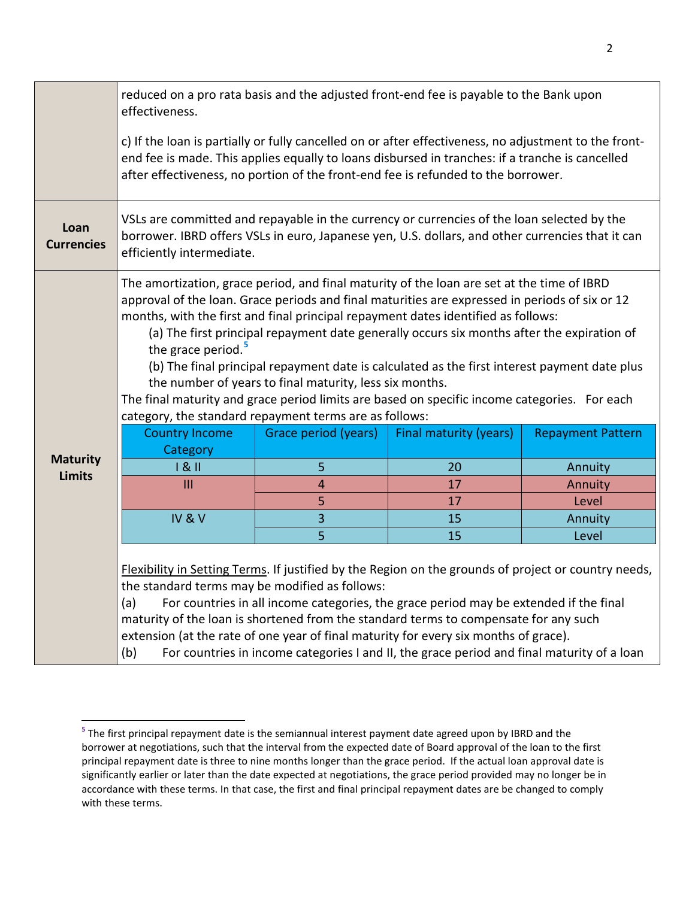| | |
|---|---|
| | reduced on a pro rata basis and the adjusted front-end fee is payable to the Bank upon effectiveness.<br><br>c) If the loan is partially or fully cancelled on or after effectiveness, no adjustment to the front-end fee is made. This applies equally to loans disbursed in tranches: if a tranche is cancelled after effectiveness, no portion of the front-end fee is refunded to the borrower. |
| **Loan Currencies** | VSLs are committed and repayable in the currency or currencies of the loan selected by the borrower. IBRD offers VSLs in euro, Japanese yen, U.S. dollars, and other currencies that it can efficiently intermediate. |
| **Maturity Limits** | The amortization, grace period, and final maturity of the loan are set at the time of IBRD approval of the loan. Grace periods and final maturities are expressed in periods of six or 12 months, with the first and final principal repayment dates identified as follows:<br>(a) The first principal repayment date generally occurs six months after the expiration of the grace period.[5]<br>(b) The final principal repayment date is calculated as the first interest payment date plus the number of years to final maturity, less six months.<br>The final maturity and grace period limits are based on specific income categories. For each category, the standard repayment terms are as follows: |

| Country Income Category | Grace period (years) | Final maturity (years) | Repayment Pattern |
|---|---|---|---|
| I & II | 5 | 20 | Annuity |
| III | 4 | 17 | Annuity |
| | 5 | 17 | Level |
| IV & V | 3 | 15 | Annuity |
| | 5 | 15 | Level |

Flexibility in Setting Terms. If justified by the Region on the grounds of project or country needs, the standard terms may be modified as follows:

(a) For countries in all income categories, the grace period may be extended if the final maturity of the loan is shortened from the standard terms to compensate for any such extension (at the rate of one year of final maturity for every six months of grace).

(b) For countries in income categories I and II, the grace period and final maturity of a loan

[5] The first principal repayment date is the semiannual interest payment date agreed upon by IBRD and the borrower at negotiations, such that the interval from the expected date of Board approval of the loan to the first principal repayment date is three to nine months longer than the grace period. If the actual loan approval date is significantly earlier or later than the date expected at negotiations, the grace period provided may no longer be in accordance with these terms. In that case, the first and final principal repayment dates are be changed to comply with these terms.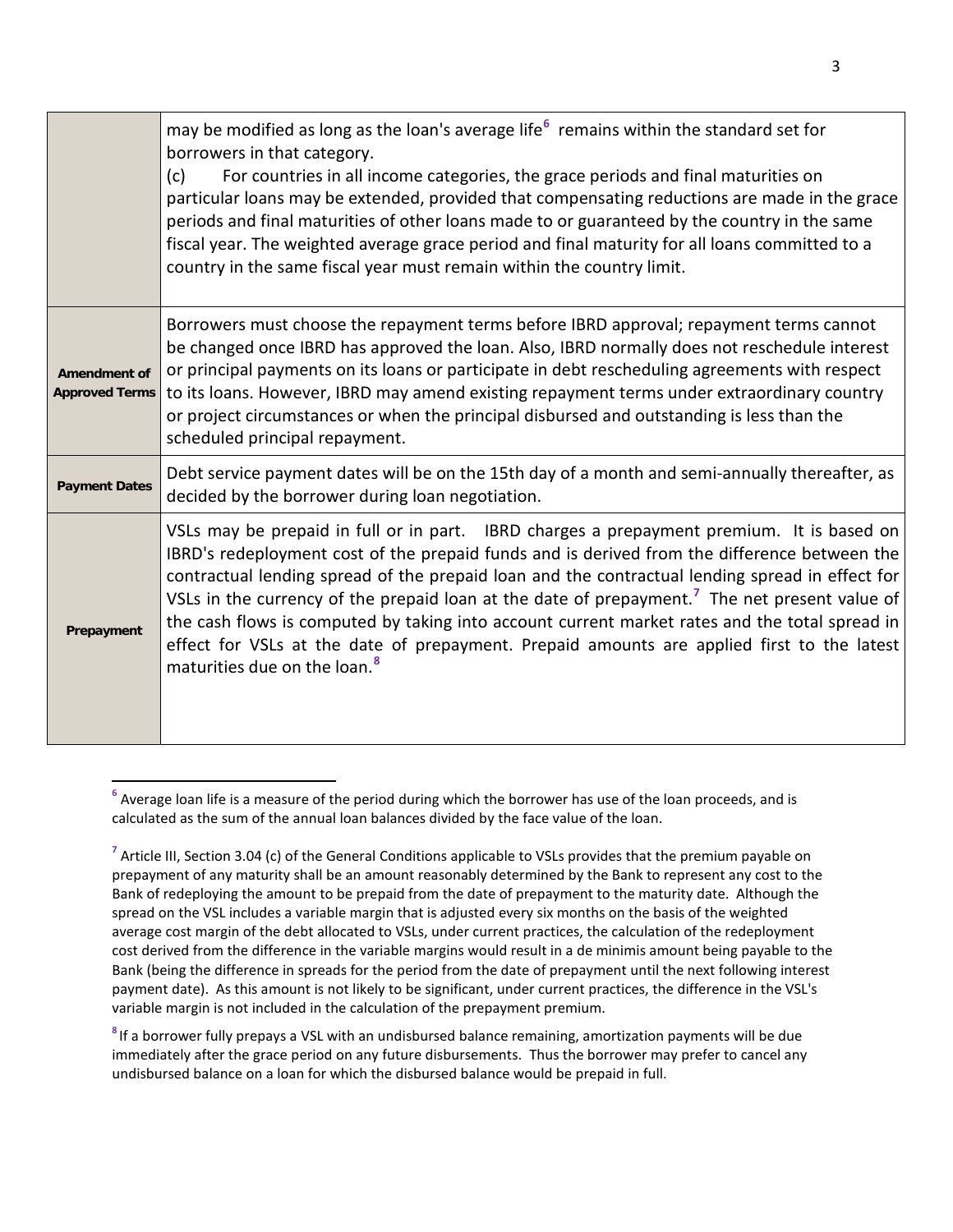| | |
|---|---|
| | may be modified as long as the loan's average life[6] remains within the standard set for borrowers in that category.<br>(c) For countries in all income categories, the grace periods and final maturities on particular loans may be extended, provided that compensating reductions are made in the grace periods and final maturities of other loans made to or guaranteed by the country in the same fiscal year. The weighted average grace period and final maturity for all loans committed to a country in the same fiscal year must remain within the country limit. |
| **Amendment of Approved Terms** | Borrowers must choose the repayment terms before IBRD approval; repayment terms cannot be changed once IBRD has approved the loan. Also, IBRD normally does not reschedule interest or principal payments on its loans or participate in debt rescheduling agreements with respect to its loans. However, IBRD may amend existing repayment terms under extraordinary country or project circumstances or when the principal disbursed and outstanding is less than the scheduled principal repayment. |
| **Payment Dates** | Debt service payment dates will be on the 15th day of a month and semi-annually thereafter, as decided by the borrower during loan negotiation. |
| **Prepayment** | VSLs may be prepaid in full or in part. IBRD charges a prepayment premium. It is based on IBRD's redeployment cost of the prepaid funds and is derived from the difference between the contractual lending spread of the prepaid loan and the contractual lending spread in effect for VSLs in the currency of the prepaid loan at the date of prepayment.[7] The net present value of the cash flows is computed by taking into account current market rates and the total spread in effect for VSLs at the date of prepayment. Prepaid amounts are applied first to the latest maturities due on the loan.[8] |

[6] Average loan life is a measure of the period during which the borrower has use of the loan proceeds, and is calculated as the sum of the annual loan balances divided by the face value of the loan.

[7] Article III, Section 3.04 (c) of the General Conditions applicable to VSLs provides that the premium payable on prepayment of any maturity shall be an amount reasonably determined by the Bank to represent any cost to the Bank of redeploying the amount to be prepaid from the date of prepayment to the maturity date. Although the spread on the VSL includes a variable margin that is adjusted every six months on the basis of the weighted average cost margin of the debt allocated to VSLs, under current practices, the calculation of the redeployment cost derived from the difference in the variable margins would result in a de minimis amount being payable to the Bank (being the difference in spreads for the period from the date of prepayment until the next following interest payment date). As this amount is not likely to be significant, under current practices, the difference in the VSL's variable margin is not included in the calculation of the prepayment premium.

[8] If a borrower fully prepays a VSL with an undisbursed balance remaining, amortization payments will be due immediately after the grace period on any future disbursements. Thus the borrower may prefer to cancel any undisbursed balance on a loan for which the disbursed balance would be prepaid in full.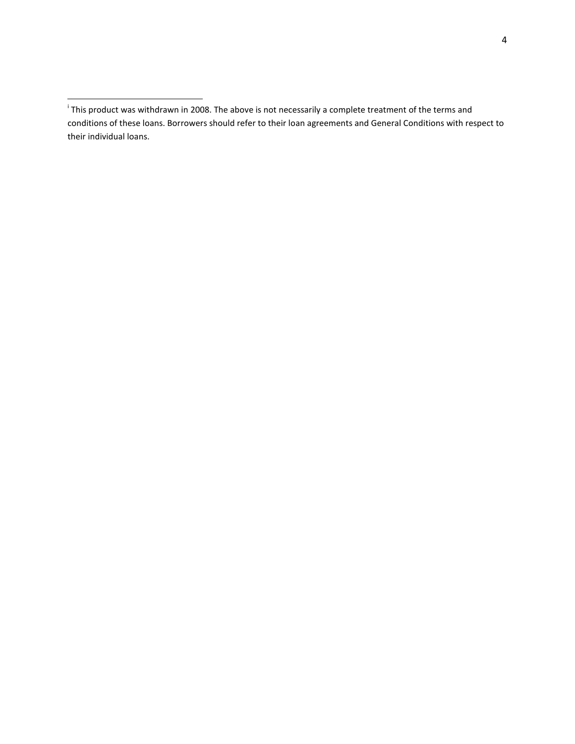[i] This product was withdrawn in 2008. The above is not necessarily a complete treatment of the terms and conditions of these loans. Borrowers should refer to their loan agreements and General Conditions with respect to their individual loans.